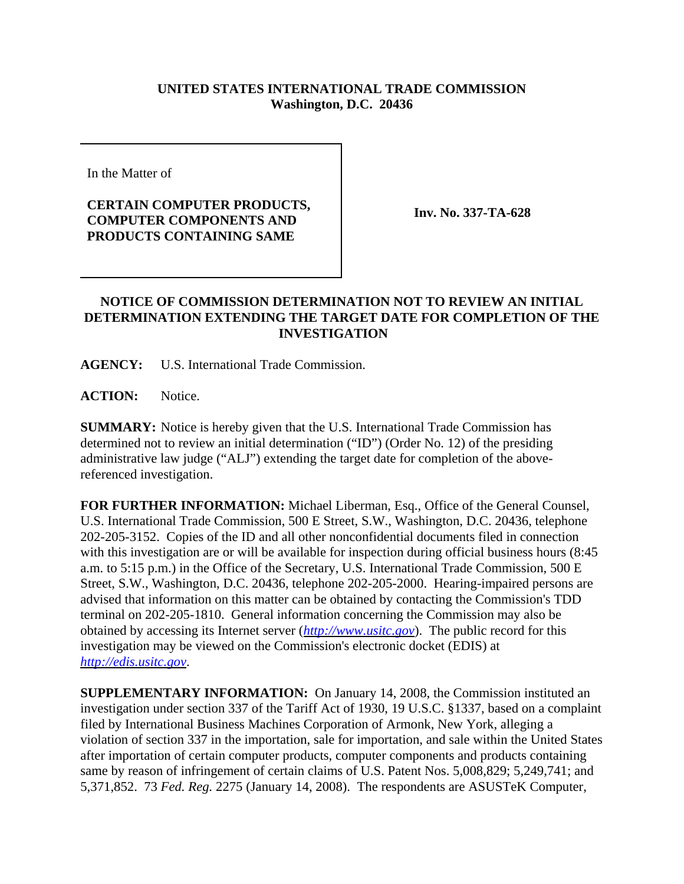**UNITED STATES INTERNATIONAL TRADE COMMISSION**
**Washington, D.C. 20436**

In the Matter of

**CERTAIN COMPUTER PRODUCTS, COMPUTER COMPONENTS AND PRODUCTS CONTAINING SAME**

**Inv. No. 337-TA-628**

## NOTICE OF COMMISSION DETERMINATION NOT TO REVIEW AN INITIAL DETERMINATION EXTENDING THE TARGET DATE FOR COMPLETION OF THE INVESTIGATION

**AGENCY:** U.S. International Trade Commission.

**ACTION:** Notice.

**SUMMARY:** Notice is hereby given that the U.S. International Trade Commission has determined not to review an initial determination ("ID") (Order No. 12) of the presiding administrative law judge ("ALJ") extending the target date for completion of the above-referenced investigation.

**FOR FURTHER INFORMATION:** Michael Liberman, Esq., Office of the General Counsel, U.S. International Trade Commission, 500 E Street, S.W., Washington, D.C. 20436, telephone 202-205-3152. Copies of the ID and all other nonconfidential documents filed in connection with this investigation are or will be available for inspection during official business hours (8:45 a.m. to 5:15 p.m.) in the Office of the Secretary, U.S. International Trade Commission, 500 E Street, S.W., Washington, D.C. 20436, telephone 202-205-2000. Hearing-impaired persons are advised that information on this matter can be obtained by contacting the Commission's TDD terminal on 202-205-1810. General information concerning the Commission may also be obtained by accessing its Internet server (*http://www.usitc.gov*). The public record for this investigation may be viewed on the Commission's electronic docket (EDIS) at *http://edis.usitc.gov*.

**SUPPLEMENTARY INFORMATION:** On January 14, 2008, the Commission instituted an investigation under section 337 of the Tariff Act of 1930, 19 U.S.C. §1337, based on a complaint filed by International Business Machines Corporation of Armonk, New York, alleging a violation of section 337 in the importation, sale for importation, and sale within the United States after importation of certain computer products, computer components and products containing same by reason of infringement of certain claims of U.S. Patent Nos. 5,008,829; 5,249,741; and 5,371,852. 73 *Fed. Reg.* 2275 (January 14, 2008). The respondents are ASUSTeK Computer,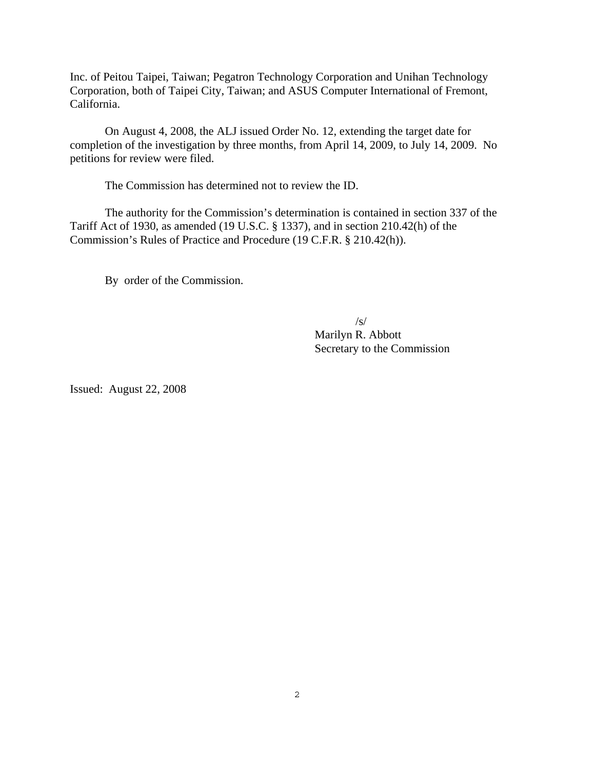Inc. of Peitou Taipei, Taiwan; Pegatron Technology Corporation and Unihan Technology Corporation, both of Taipei City, Taiwan; and ASUS Computer International of Fremont, California.

On August 4, 2008, the ALJ issued Order No. 12, extending the target date for completion of the investigation by three months, from April 14, 2009, to July 14, 2009. No petitions for review were filed.

The Commission has determined not to review the ID.

The authority for the Commission's determination is contained in section 337 of the Tariff Act of 1930, as amended (19 U.S.C. § 1337), and in section 210.42(h) of the Commission's Rules of Practice and Procedure (19 C.F.R. § 210.42(h)).

By order of the Commission.

/s/
Marilyn R. Abbott
Secretary to the Commission

Issued: August 22, 2008